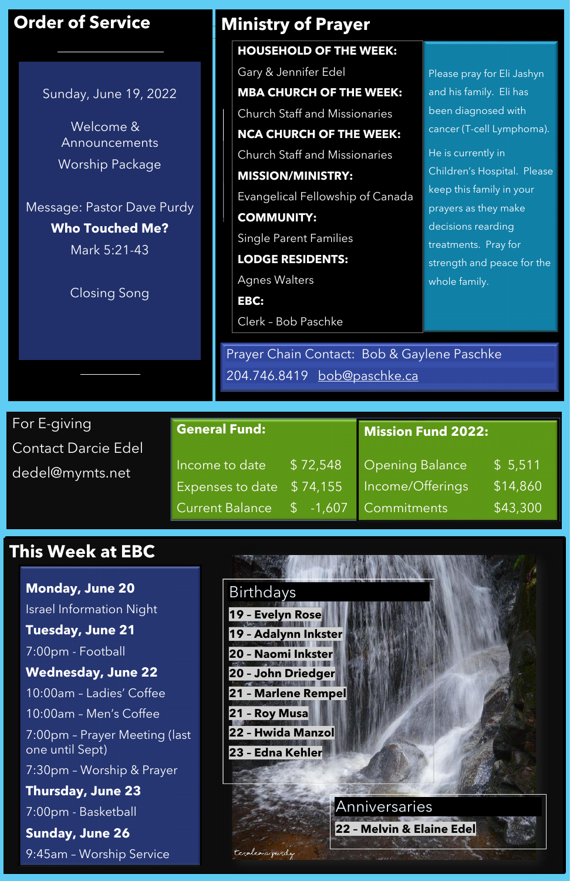## Order of Service

Sunday, June 19, 2022

Welcome & Announcements

Worship Package

Message: Pastor Dave Purdy

**Who Touched Me?**

Mark 5:21-43

Closing Song

## Ministry of Prayer

**HOUSEHOLD OF THE WEEK:**
Gary & Jennifer Edel

**MBA CHURCH OF THE WEEK:**
Church Staff and Missionaries

**NCA CHURCH OF THE WEEK:**
Church Staff and Missionaries

**MISSION/MINISTRY:**
Evangelical Fellowship of Canada

**COMMUNITY:**
Single Parent Families

**LODGE RESIDENTS:**
Agnes Walters

**EBC:**
Clerk – Bob Paschke

Please pray for Eli Jashyn and his family. Eli has been diagnosed with cancer (T-cell Lymphoma).

He is currently in Children's Hospital. Please keep this family in your prayers as they make decisions rearding treatments. Pray for strength and peace for the whole family.

Prayer Chain Contact: Bob & Gaylene Paschke
204.746.8419 bob@paschke.ca

For E-giving
Contact Darcie Edel
dedel@mymts.net

**General Fund:**

| | |
|---|---|
| Income to date | $ 72,548 |
| Expenses to date | $ 74,155 |
| Current Balance | $ -1,607 |

**Mission Fund 2022:**

| | |
|---|---|
| Opening Balance | $ 5,511 |
| Income/Offerings | $14,860 |
| Commitments | $43,300 |

## This Week at EBC

**Monday, June 20**
Israel Information Night

**Tuesday, June 21**
7:00pm - Football

**Wednesday, June 22**
10:00am – Ladies' Coffee
10:00am – Men's Coffee
7:00pm – Prayer Meeting (last one until Sept)
7:30pm – Worship & Prayer

**Thursday, June 23**
7:00pm - Basketball

**Sunday, June 26**
9:45am – Worship Service

### Birthdays

**19 – Evelyn Rose**
**19 – Adalynn Inkster**
**20 – Naomi Inkster**
**20 – John Driedger**
**21 – Marlene Rempel**
**21 – Roy Musa**
**22 – Hwida Manzol**
**23 – Edna Kehler**

### Anniversaries

**22 – Melvin & Elaine Edel**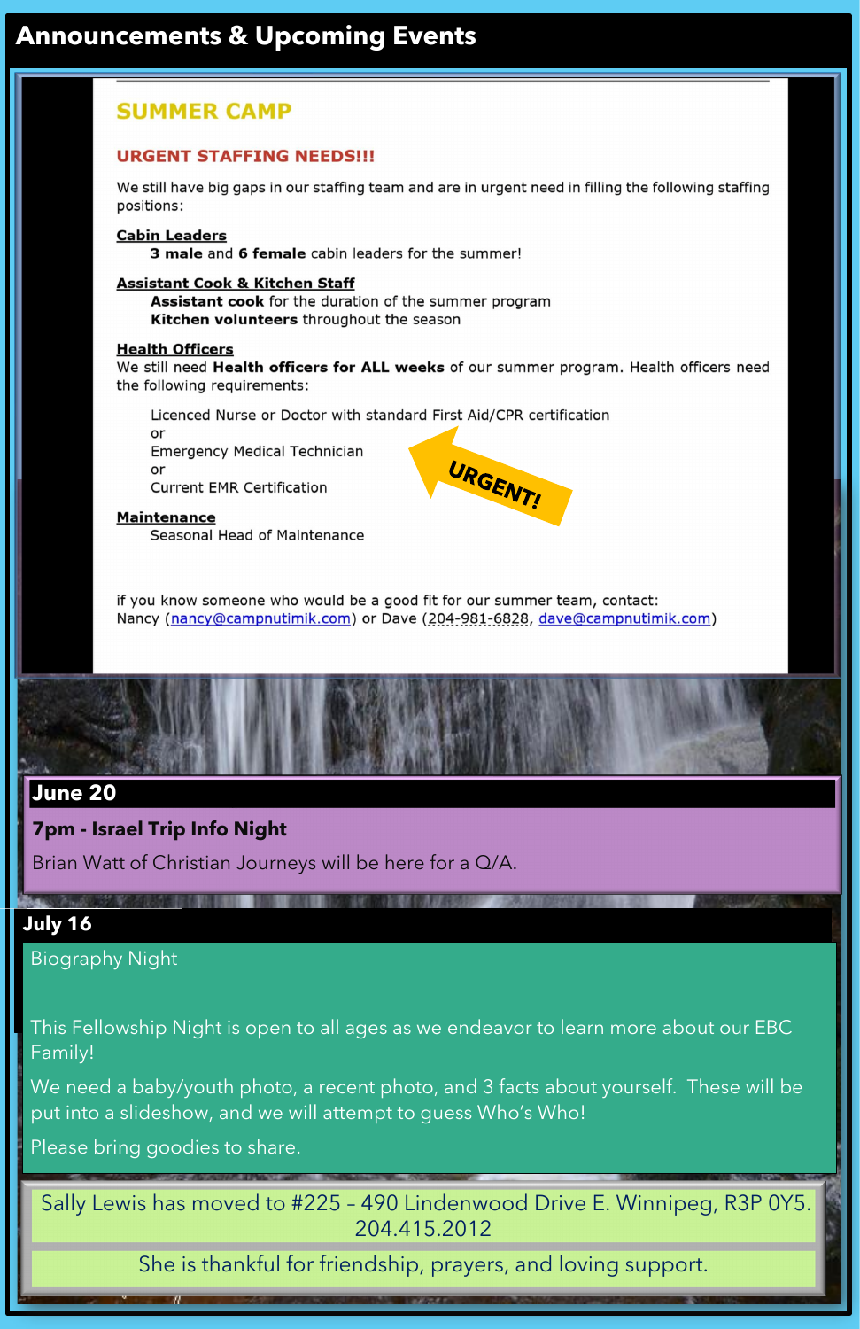# Announcements & Upcoming Events

## SUMMER CAMP

### URGENT STAFFING NEEDS!!!

We still have big gaps in our staffing team and are in urgent need in filling the following staffing positions:

**Cabin Leaders**

**3 male** and **6 female** cabin leaders for the summer!

**Assistant Cook & Kitchen Staff**

**Assistant cook** for the duration of the summer program

**Kitchen volunteers** throughout the season

**Health Officers**

We still need **Health officers for ALL weeks** of our summer program. Health officers need the following requirements:

Licenced Nurse or Doctor with standard First Aid/CPR certification
or
Emergency Medical Technician
or
Current EMR Certification

URGENT!

**Maintenance**

Seasonal Head of Maintenance

if you know someone who would be a good fit for our summer team, contact:
Nancy (nancy@campnutimik.com) or Dave (204-981-6828, dave@campnutimik.com)

## June 20

**7pm - Israel Trip Info Night**

Brian Watt of Christian Journeys will be here for a Q/A.

## July 16

Biography Night

This Fellowship Night is open to all ages as we endeavor to learn more about our EBC Family!

We need a baby/youth photo, a recent photo, and 3 facts about yourself. These will be put into a slideshow, and we will attempt to guess Who's Who!

Please bring goodies to share.

Sally Lewis has moved to #225 – 490 Lindenwood Drive E. Winnipeg, R3P 0Y5. 204.415.2012

She is thankful for friendship, prayers, and loving support.